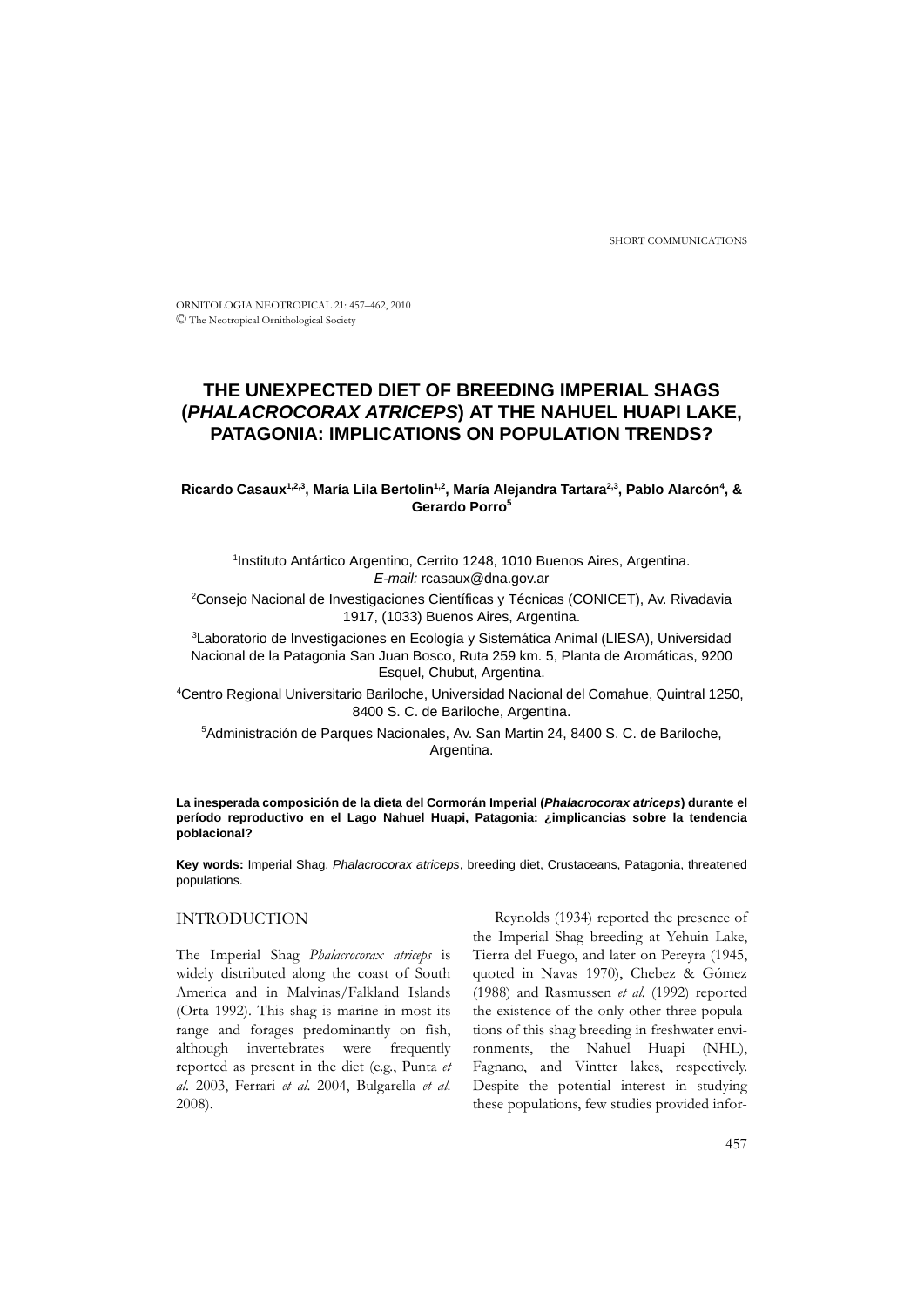SHORT COMMUNICATIONS

ORNITOLOGIA NEOTROPICAL 21: 457–462, 2010
© The Neotropical Ornithological Society

# THE UNEXPECTED DIET OF BREEDING IMPERIAL SHAGS (*PHALACROCORAX ATRICEPS*) AT THE NAHUEL HUAPI LAKE, PATAGONIA: IMPLICATIONS ON POPULATION TRENDS?

**Ricardo Casaux[1,2,3], María Lila Bertolin[1,2], María Alejandra Tartara[2,3], Pablo Alarcón[4], & Gerardo Porro[5]**

[1]Instituto Antártico Argentino, Cerrito 1248, 1010 Buenos Aires, Argentina. *E-mail:* rcasaux@dna.gov.ar

[2]Consejo Nacional de Investigaciones Científicas y Técnicas (CONICET), Av. Rivadavia 1917, (1033) Buenos Aires, Argentina.

[3]Laboratorio de Investigaciones en Ecología y Sistemática Animal (LIESA), Universidad Nacional de la Patagonia San Juan Bosco, Ruta 259 km. 5, Planta de Aromáticas, 9200 Esquel, Chubut, Argentina.

[4]Centro Regional Universitario Bariloche, Universidad Nacional del Comahue, Quintral 1250, 8400 S. C. de Bariloche, Argentina.

[5]Administración de Parques Nacionales, Av. San Martin 24, 8400 S. C. de Bariloche, Argentina.

**La inesperada composición de la dieta del Cormorán Imperial (*Phalacrocorax atriceps*) durante el período reproductivo en el Lago Nahuel Huapi, Patagonia: ¿implicancias sobre la tendencia poblacional?**

**Key words:** Imperial Shag, *Phalacrocorax atriceps*, breeding diet, Crustaceans, Patagonia, threatened populations.

## INTRODUCTION

The Imperial Shag *Phalacrocorax atriceps* is widely distributed along the coast of South America and in Malvinas/Falkland Islands (Orta 1992). This shag is marine in most its range and forages predominantly on fish, although invertebrates were frequently reported as present in the diet (e.g., Punta *et al*. 2003, Ferrari *et al*. 2004, Bulgarella *et al*. 2008).

Reynolds (1934) reported the presence of the Imperial Shag breeding at Yehuin Lake, Tierra del Fuego, and later on Pereyra (1945, quoted in Navas 1970), Chebez & Gómez (1988) and Rasmussen *et al*. (1992) reported the existence of the only other three populations of this shag breeding in freshwater environments, the Nahuel Huapi (NHL), Fagnano, and Vintter lakes, respectively. Despite the potential interest in studying these populations, few studies provided infor-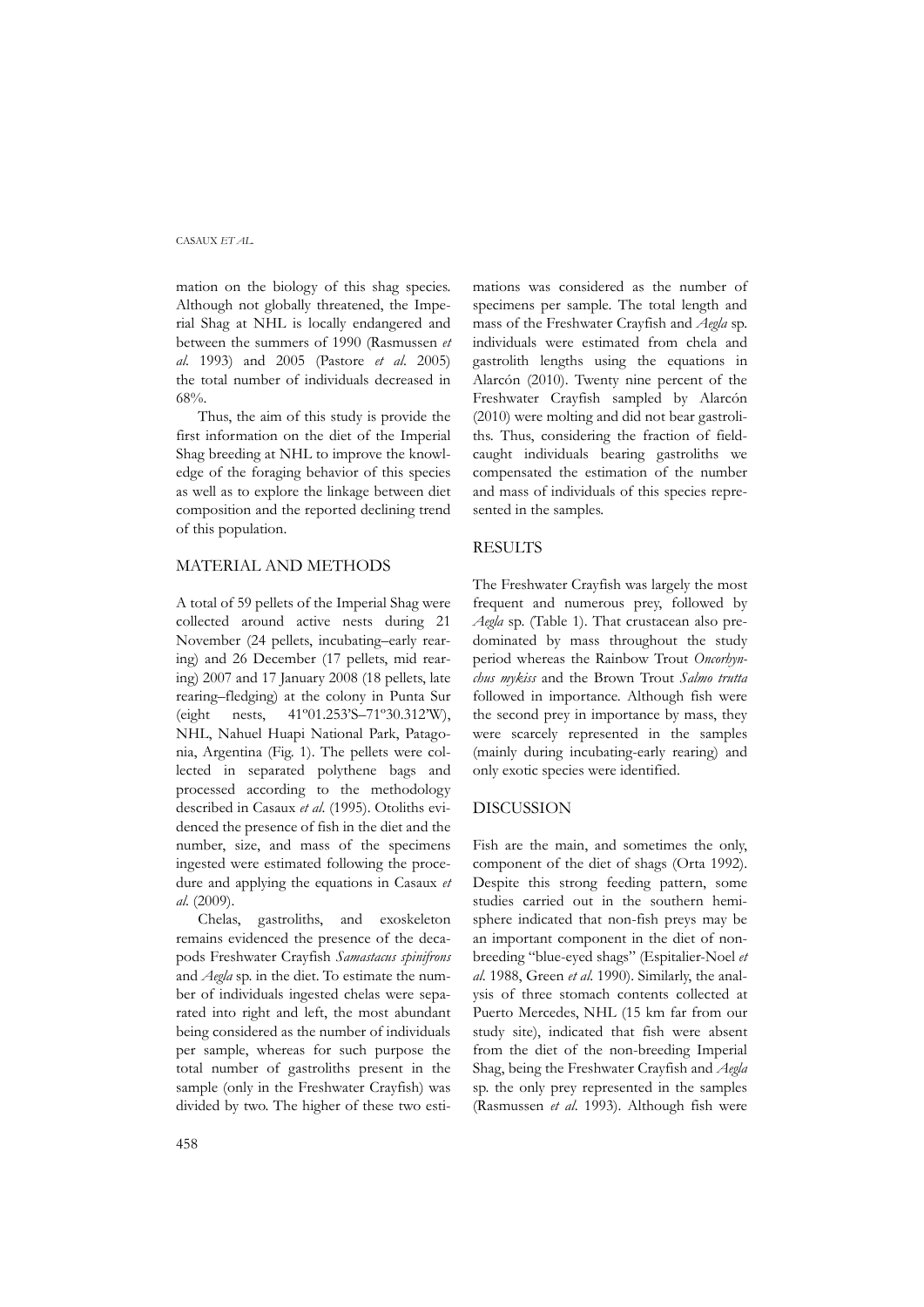mation on the biology of this shag species. Although not globally threatened, the Imperial Shag at NHL is locally endangered and between the summers of 1990 (Rasmussen *et al.* 1993) and 2005 (Pastore *et al.* 2005) the total number of individuals decreased in 68%.

Thus, the aim of this study is provide the first information on the diet of the Imperial Shag breeding at NHL to improve the knowledge of the foraging behavior of this species as well as to explore the linkage between diet composition and the reported declining trend of this population.

## MATERIAL AND METHODS

A total of 59 pellets of the Imperial Shag were collected around active nests during 21 November (24 pellets, incubating–early rearing) and 26 December (17 pellets, mid rearing) 2007 and 17 January 2008 (18 pellets, late rearing–fledging) at the colony in Punta Sur (eight nests, 41º01.253'S–71º30.312'W), NHL, Nahuel Huapi National Park, Patagonia, Argentina (Fig. 1). The pellets were collected in separated polythene bags and processed according to the methodology described in Casaux *et al.* (1995). Otoliths evidenced the presence of fish in the diet and the number, size, and mass of the specimens ingested were estimated following the procedure and applying the equations in Casaux *et al.* (2009).

Chelas, gastroliths, and exoskeleton remains evidenced the presence of the decapods Freshwater Crayfish *Samastacus spinifrons* and *Aegla* sp. in the diet. To estimate the number of individuals ingested chelas were separated into right and left, the most abundant being considered as the number of individuals per sample, whereas for such purpose the total number of gastroliths present in the sample (only in the Freshwater Crayfish) was divided by two. The higher of these two estimations was considered as the number of specimens per sample. The total length and mass of the Freshwater Crayfish and *Aegla* sp. individuals were estimated from chela and gastrolith lengths using the equations in Alarcón (2010). Twenty nine percent of the Freshwater Crayfish sampled by Alarcón (2010) were molting and did not bear gastroliths. Thus, considering the fraction of field-caught individuals bearing gastroliths we compensated the estimation of the number and mass of individuals of this species represented in the samples.

## RESULTS

The Freshwater Crayfish was largely the most frequent and numerous prey, followed by *Aegla* sp. (Table 1). That crustacean also predominated by mass throughout the study period whereas the Rainbow Trout *Oncorhynchus mykiss* and the Brown Trout *Salmo trutta* followed in importance. Although fish were the second prey in importance by mass, they were scarcely represented in the samples (mainly during incubating-early rearing) and only exotic species were identified.

## DISCUSSION

Fish are the main, and sometimes the only, component of the diet of shags (Orta 1992). Despite this strong feeding pattern, some studies carried out in the southern hemisphere indicated that non-fish preys may be an important component in the diet of non-breeding "blue-eyed shags" (Espitalier-Noel *et al.* 1988, Green *et al.* 1990). Similarly, the analysis of three stomach contents collected at Puerto Mercedes, NHL (15 km far from our study site), indicated that fish were absent from the diet of the non-breeding Imperial Shag, being the Freshwater Crayfish and *Aegla* sp. the only prey represented in the samples (Rasmussen *et al.* 1993). Although fish were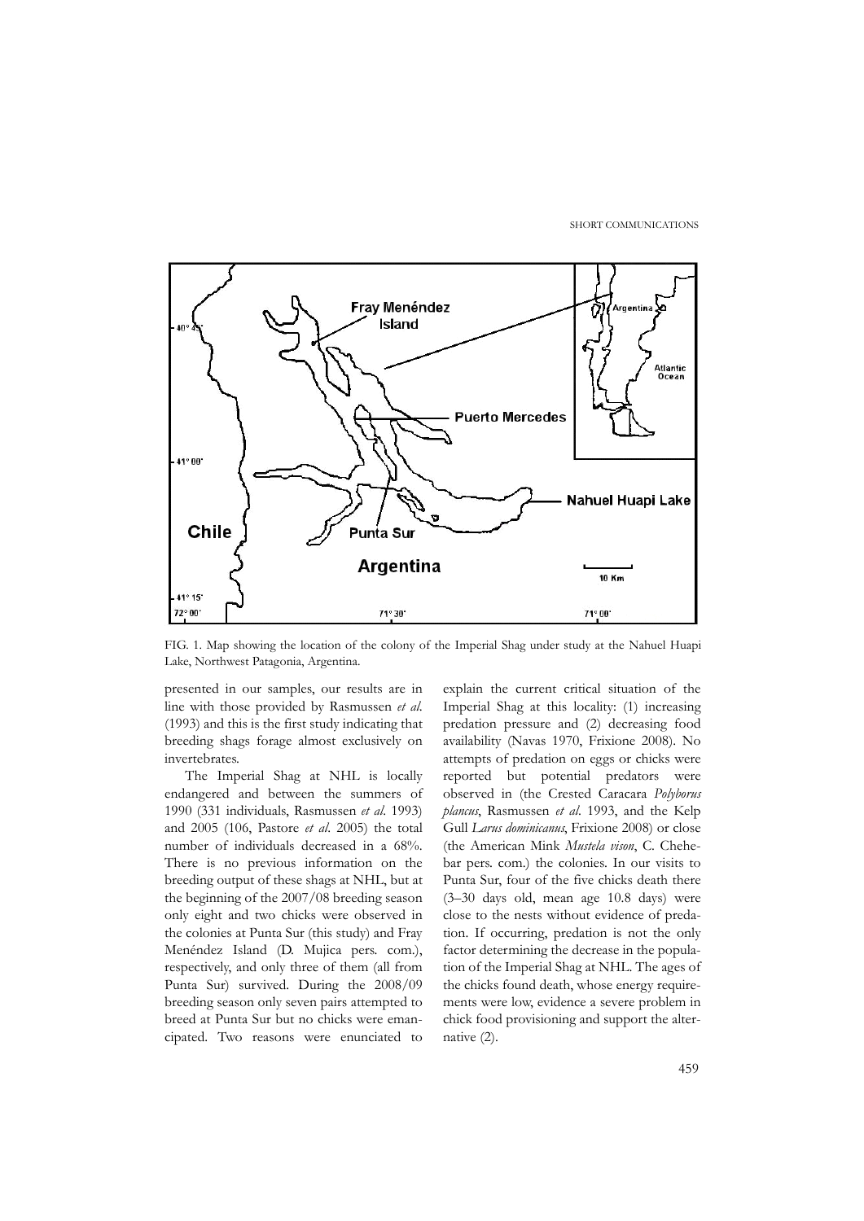FIG. 1. Map showing the location of the colony of the Imperial Shag under study at the Nahuel Huapi Lake, Northwest Patagonia, Argentina.

presented in our samples, our results are in line with those provided by Rasmussen *et al.* (1993) and this is the first study indicating that breeding shags forage almost exclusively on invertebrates.

The Imperial Shag at NHL is locally endangered and between the summers of 1990 (331 individuals, Rasmussen *et al*. 1993) and 2005 (106, Pastore *et al*. 2005) the total number of individuals decreased in a 68%. There is no previous information on the breeding output of these shags at NHL, but at the beginning of the 2007/08 breeding season only eight and two chicks were observed in the colonies at Punta Sur (this study) and Fray Menéndez Island (D. Mujica pers. com.), respectively, and only three of them (all from Punta Sur) survived. During the 2008/09 breeding season only seven pairs attempted to breed at Punta Sur but no chicks were emancipated. Two reasons were enunciated to explain the current critical situation of the Imperial Shag at this locality: (1) increasing predation pressure and (2) decreasing food availability (Navas 1970, Frixione 2008). No attempts of predation on eggs or chicks were reported but potential predators were observed in (the Crested Caracara *Polyborus plancus*, Rasmussen *et al*. 1993, and the Kelp Gull *Larus dominicanus*, Frixione 2008) or close (the American Mink *Mustela vison*, C. Chehebar pers. com.) the colonies. In our visits to Punta Sur, four of the five chicks death there (3–30 days old, mean age 10.8 days) were close to the nests without evidence of predation. If occurring, predation is not the only factor determining the decrease in the population of the Imperial Shag at NHL. The ages of the chicks found death, whose energy requirements were low, evidence a severe problem in chick food provisioning and support the alternative (2).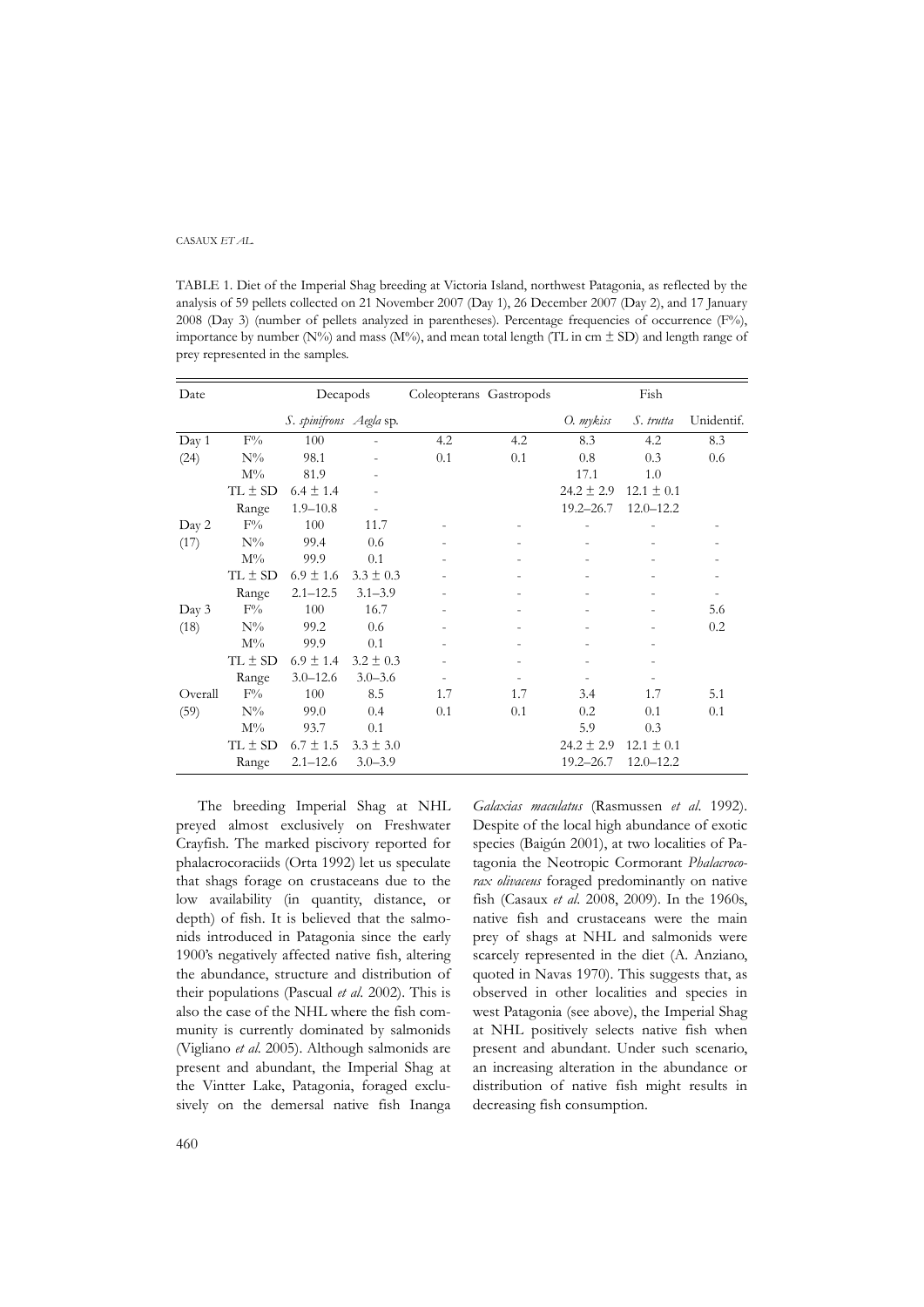TABLE 1. Diet of the Imperial Shag breeding at Victoria Island, northwest Patagonia, as reflected by the analysis of 59 pellets collected on 21 November 2007 (Day 1), 26 December 2007 (Day 2), and 17 January 2008 (Day 3) (number of pellets analyzed in parentheses). Percentage frequencies of occurrence (F%), importance by number (N%) and mass (M%), and mean total length (TL in cm ± SD) and length range of prey represented in the samples.

| Date | | Decapods | | Coleopterans | Gastropods | Fish | | |
|---|---|---|---|---|---|---|---|---|
| | | *S. spinifrons* | *Aegla* sp. | | | *O. mykiss* | *S. trutta* | Unidentif. |
| Day 1 | F% | 100 | - | 4.2 | 4.2 | 8.3 | 4.2 | 8.3 |
| (24) | N% | 98.1 | - | 0.1 | 0.1 | 0.8 | 0.3 | 0.6 |
| | M% | 81.9 | - | | | 17.1 | 1.0 | |
| | TL ± SD | 6.4 ± 1.4 | - | | | 24.2 ± 2.9 | 12.1 ± 0.1 | |
| | Range | 1.9–10.8 | - | | | 19.2–26.7 | 12.0–12.2 | |
| Day 2 | F% | 100 | 11.7 | - | - | - | - | - |
| (17) | N% | 99.4 | 0.6 | - | - | - | - | - |
| | M% | 99.9 | 0.1 | - | - | - | - | - |
| | TL ± SD | 6.9 ± 1.6 | 3.3 ± 0.3 | - | - | - | - | - |
| | Range | 2.1–12.5 | 3.1–3.9 | - | - | - | - | - |
| Day 3 | F% | 100 | 16.7 | - | - | - | - | 5.6 |
| (18) | N% | 99.2 | 0.6 | - | - | - | - | 0.2 |
| | M% | 99.9 | 0.1 | - | - | - | - | |
| | TL ± SD | 6.9 ± 1.4 | 3.2 ± 0.3 | - | - | - | - | |
| | Range | 3.0–12.6 | 3.0–3.6 | - | - | - | - | |
| Overall | F% | 100 | 8.5 | 1.7 | 1.7 | 3.4 | 1.7 | 5.1 |
| (59) | N% | 99.0 | 0.4 | 0.1 | 0.1 | 0.2 | 0.1 | 0.1 |
| | M% | 93.7 | 0.1 | | | 5.9 | 0.3 | |
| | TL ± SD | 6.7 ± 1.5 | 3.3 ± 3.0 | | | 24.2 ± 2.9 | 12.1 ± 0.1 | |
| | Range | 2.1–12.6 | 3.0–3.9 | | | 19.2–26.7 | 12.0–12.2 | |

The breeding Imperial Shag at NHL preyed almost exclusively on Freshwater Crayfish. The marked piscivory reported for phalacrocoraciids (Orta 1992) let us speculate that shags forage on crustaceans due to the low availability (in quantity, distance, or depth) of fish. It is believed that the salmonids introduced in Patagonia since the early 1900's negatively affected native fish, altering the abundance, structure and distribution of their populations (Pascual *et al*. 2002). This is also the case of the NHL where the fish community is currently dominated by salmonids (Vigliano *et al*. 2005). Although salmonids are present and abundant, the Imperial Shag at the Vintter Lake, Patagonia, foraged exclusively on the demersal native fish Inanga *Galaxias maculatus* (Rasmussen *et al*. 1992). Despite of the local high abundance of exotic species (Baigún 2001), at two localities of Patagonia the Neotropic Cormorant *Phalacrocorax olivaceus* foraged predominantly on native fish (Casaux *et al*. 2008, 2009). In the 1960s, native fish and crustaceans were the main prey of shags at NHL and salmonids were scarcely represented in the diet (A. Anziano, quoted in Navas 1970). This suggests that, as observed in other localities and species in west Patagonia (see above), the Imperial Shag at NHL positively selects native fish when present and abundant. Under such scenario, an increasing alteration in the abundance or distribution of native fish might results in decreasing fish consumption.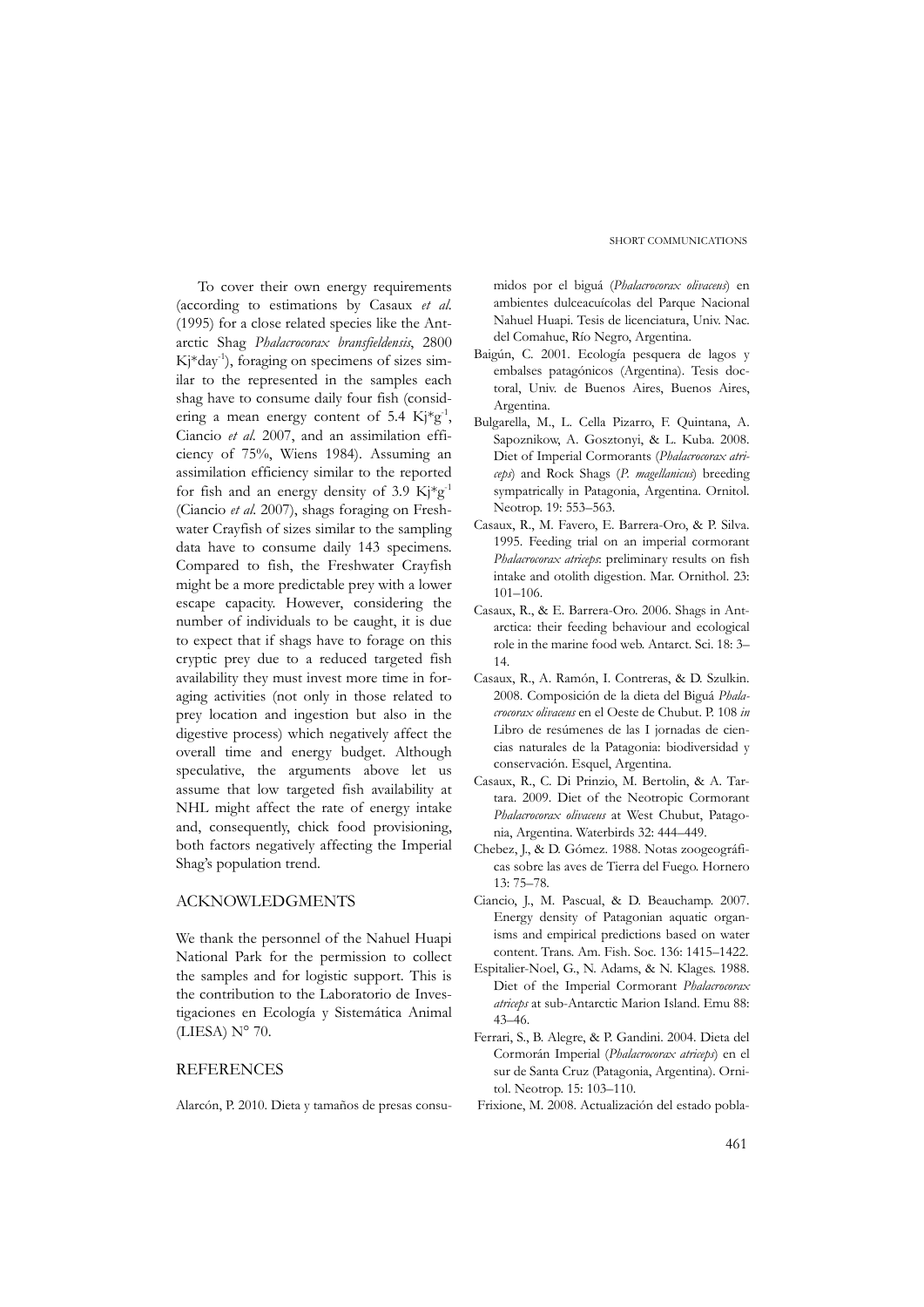To cover their own energy requirements (according to estimations by Casaux *et al.* (1995) for a close related species like the Antarctic Shag *Phalacrocorax bransfieldensis*, 2800 $Kj*day^{-1}$), foraging on specimens of sizes similar to the represented in the samples each shag have to consume daily four fish (considering a mean energy content of 5.4 $Kj*g^{-1}$, Ciancio *et al.* 2007, and an assimilation efficiency of 75%, Wiens 1984). Assuming an assimilation efficiency similar to the reported for fish and an energy density of 3.9 $Kj*g^{-1}$ (Ciancio *et al.* 2007), shags foraging on Freshwater Crayfish of sizes similar to the sampling data have to consume daily 143 specimens. Compared to fish, the Freshwater Crayfish might be a more predictable prey with a lower escape capacity. However, considering the number of individuals to be caught, it is due to expect that if shags have to forage on this cryptic prey due to a reduced targeted fish availability they must invest more time in foraging activities (not only in those related to prey location and ingestion but also in the digestive process) which negatively affect the overall time and energy budget. Although speculative, the arguments above let us assume that low targeted fish availability at NHL might affect the rate of energy intake and, consequently, chick food provisioning, both factors negatively affecting the Imperial Shag's population trend.

## ACKNOWLEDGMENTS

We thank the personnel of the Nahuel Huapi National Park for the permission to collect the samples and for logistic support. This is the contribution to the Laboratorio de Investigaciones en Ecología y Sistemática Animal (LIESA) N° 70.

## REFERENCES

Alarcón, P. 2010. Dieta y tamaños de presas consumidos por el biguá (*Phalacrocorax olivaceus*) en ambientes dulceacuícolas del Parque Nacional Nahuel Huapi. Tesis de licenciatura, Univ. Nac. del Comahue, Río Negro, Argentina.

Baigún, C. 2001. Ecología pesquera de lagos y embalses patagónicos (Argentina). Tesis doctoral, Univ. de Buenos Aires, Buenos Aires, Argentina.

Bulgarella, M., L. Cella Pizarro, F. Quintana, A. Sapoznikow, A. Gosztonyi, & L. Kuba. 2008. Diet of Imperial Cormorants (*Phalacrocorax atriceps*) and Rock Shags (*P. magellanicus*) breeding sympatrically in Patagonia, Argentina. Ornitol. Neotrop. 19: 553–563.

Casaux, R., M. Favero, E. Barrera-Oro, & P. Silva. 1995. Feeding trial on an imperial cormorant *Phalacrocorax atriceps*: preliminary results on fish intake and otolith digestion. Mar. Ornithol. 23: 101–106.

Casaux, R., & E. Barrera-Oro. 2006. Shags in Antarctica: their feeding behaviour and ecological role in the marine food web. Antarct. Sci. 18: 3–14.

Casaux, R., A. Ramón, I. Contreras, & D. Szulkin. 2008. Composición de la dieta del Biguá *Phalacrocorax olivaceus* en el Oeste de Chubut. P. 108 *in* Libro de resúmenes de las I jornadas de ciencias naturales de la Patagonia: biodiversidad y conservación. Esquel, Argentina.

Casaux, R., C. Di Prinzio, M. Bertolin, & A. Tartara. 2009. Diet of the Neotropic Cormorant *Phalacrocorax olivaceus* at West Chubut, Patagonia, Argentina. Waterbirds 32: 444–449.

Chebez, J., & D. Gómez. 1988. Notas zoogeográficas sobre las aves de Tierra del Fuego. Hornero 13: 75–78.

Ciancio, J., M. Pascual, & D. Beauchamp. 2007. Energy density of Patagonian aquatic organisms and empirical predictions based on water content. Trans. Am. Fish. Soc. 136: 1415–1422.

Espitalier-Noel, G., N. Adams, & N. Klages. 1988. Diet of the Imperial Cormorant *Phalacrocorax atriceps* at sub-Antarctic Marion Island. Emu 88: 43–46.

Ferrari, S., B. Alegre, & P. Gandini. 2004. Dieta del Cormorán Imperial (*Phalacrocorax atriceps*) en el sur de Santa Cruz (Patagonia, Argentina). Ornitol. Neotrop. 15: 103–110.

Frixione, M. 2008. Actualización del estado pobla-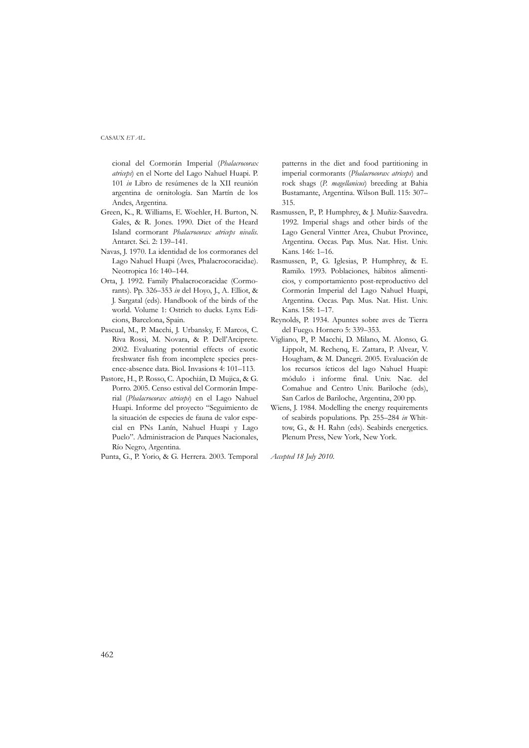cional del Cormorán Imperial (*Phalacrocorax atriceps*) en el Norte del Lago Nahuel Huapi. P. 101 *in* Libro de resúmenes de la XII reunión argentina de ornitología. San Martín de los Andes, Argentina.

Green, K., R. Williams, E. Woehler, H. Burton, N. Gales, & R. Jones. 1990. Diet of the Heard Island cormorant *Phalacrocorax atriceps nivalis*. Antarct. Sci. 2: 139–141.

Navas, J. 1970. La identidad de los cormoranes del Lago Nahuel Huapi (Aves, Phalacrocoracidae). Neotropica 16: 140–144.

Orta, J. 1992. Family Phalacrocoracidae (Cormorants). Pp. 326–353 *in* del Hoyo, J., A. Elliot, & J. Sargatal (eds). Handbook of the birds of the world. Volume 1: Ostrich to ducks. Lynx Edicions, Barcelona, Spain.

Pascual, M., P. Macchi, J. Urbansky, F. Marcos, C. Riva Rossi, M. Novara, & P. Dell'Arciprete. 2002. Evaluating potential effects of exotic freshwater fish from incomplete species presence-absence data. Biol. Invasions 4: 101–113.

Pastore, H., P. Rosso, C. Apochián, D. Mujica, & G. Porro. 2005. Censo estival del Cormorán Imperial (*Phalacrocorax atriceps*) en el Lago Nahuel Huapi. Informe del proyecto "Seguimiento de la situación de especies de fauna de valor especial en PNs Lanín, Nahuel Huapi y Lago Puelo". Administracion de Parques Nacionales, Río Negro, Argentina.

Punta, G., P. Yorio, & G. Herrera. 2003. Temporal patterns in the diet and food partitioning in imperial cormorants (*Phalacrocorax atriceps*) and rock shags (*P. magellanicus*) breeding at Bahia Bustamante, Argentina. Wilson Bull. 115: 307–315.

Rasmussen, P., P. Humphrey, & J. Muñiz-Saavedra. 1992. Imperial shags and other birds of the Lago General Vintter Area, Chubut Province, Argentina. Occas. Pap. Mus. Nat. Hist. Univ. Kans. 146: 1–16.

Rasmussen, P., G. Iglesias, P. Humphrey, & E. Ramilo. 1993. Poblaciones, hábitos alimenticios, y comportamiento post-reproductivo del Cormorán Imperial del Lago Nahuel Huapi, Argentina. Occas. Pap. Mus. Nat. Hist. Univ. Kans. 158: 1–17.

Reynolds, P. 1934. Apuntes sobre aves de Tierra del Fuego. Hornero 5: 339–353.

Vigliano, P., P. Macchi, D. Milano, M. Alonso, G. Lippolt, M. Rechenq, E. Zattara, P. Alvear, V. Hougham, & M. Danegri. 2005. Evaluación de los recursos ícticos del lago Nahuel Huapi: módulo i informe final. Univ. Nac. del Comahue and Centro Univ. Bariloche (eds), San Carlos de Bariloche, Argentina, 200 pp.

Wiens, J. 1984. Modelling the energy requirements of seabirds populations. Pp. 255–284 *in* Whittow, G., & H. Rahn (eds). Seabirds energetics. Plenum Press, New York, New York.

*Accepted 18 July 2010.*